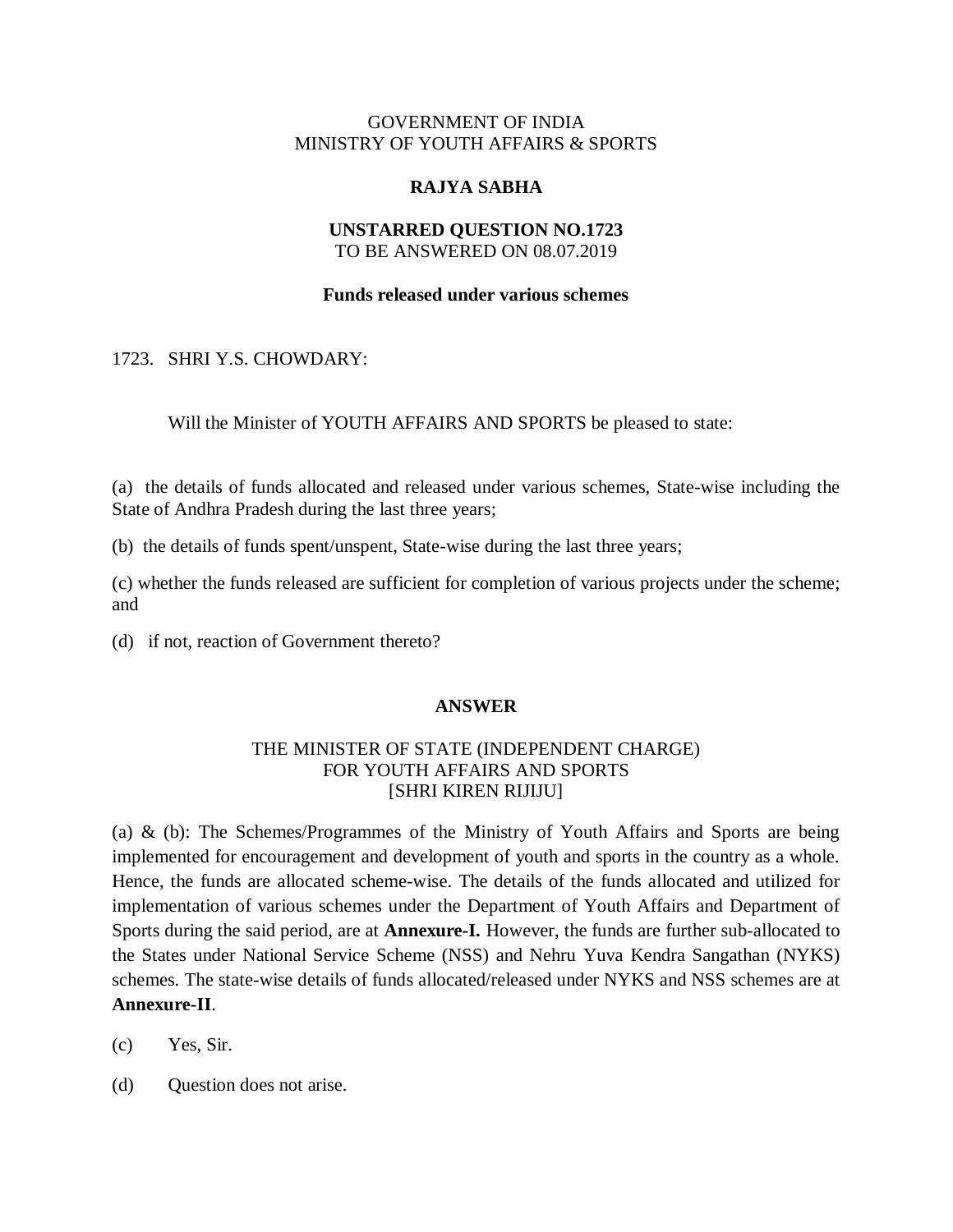GOVERNMENT OF INDIA
MINISTRY OF YOUTH AFFAIRS & SPORTS

**RAJYA SABHA**

**UNSTARRED QUESTION NO.1723**
TO BE ANSWERED ON 08.07.2019

**Funds released under various schemes**

1723. SHRI Y.S. CHOWDARY:

Will the Minister of YOUTH AFFAIRS AND SPORTS be pleased to state:

(a) the details of funds allocated and released under various schemes, State-wise including the State of Andhra Pradesh during the last three years;

(b) the details of funds spent/unspent, State-wise during the last three years;

(c) whether the funds released are sufficient for completion of various projects under the scheme; and

(d) if not, reaction of Government thereto?

**ANSWER**

THE MINISTER OF STATE (INDEPENDENT CHARGE)
FOR YOUTH AFFAIRS AND SPORTS
[SHRI KIREN RIJIJU]

(a) & (b): The Schemes/Programmes of the Ministry of Youth Affairs and Sports are being implemented for encouragement and development of youth and sports in the country as a whole. Hence, the funds are allocated scheme-wise. The details of the funds allocated and utilized for implementation of various schemes under the Department of Youth Affairs and Department of Sports during the said period, are at **Annexure-I.** However, the funds are further sub-allocated to the States under National Service Scheme (NSS) and Nehru Yuva Kendra Sangathan (NYKS) schemes. The state-wise details of funds allocated/released under NYKS and NSS schemes are at **Annexure-II**.

(c) Yes, Sir.

(d) Question does not arise.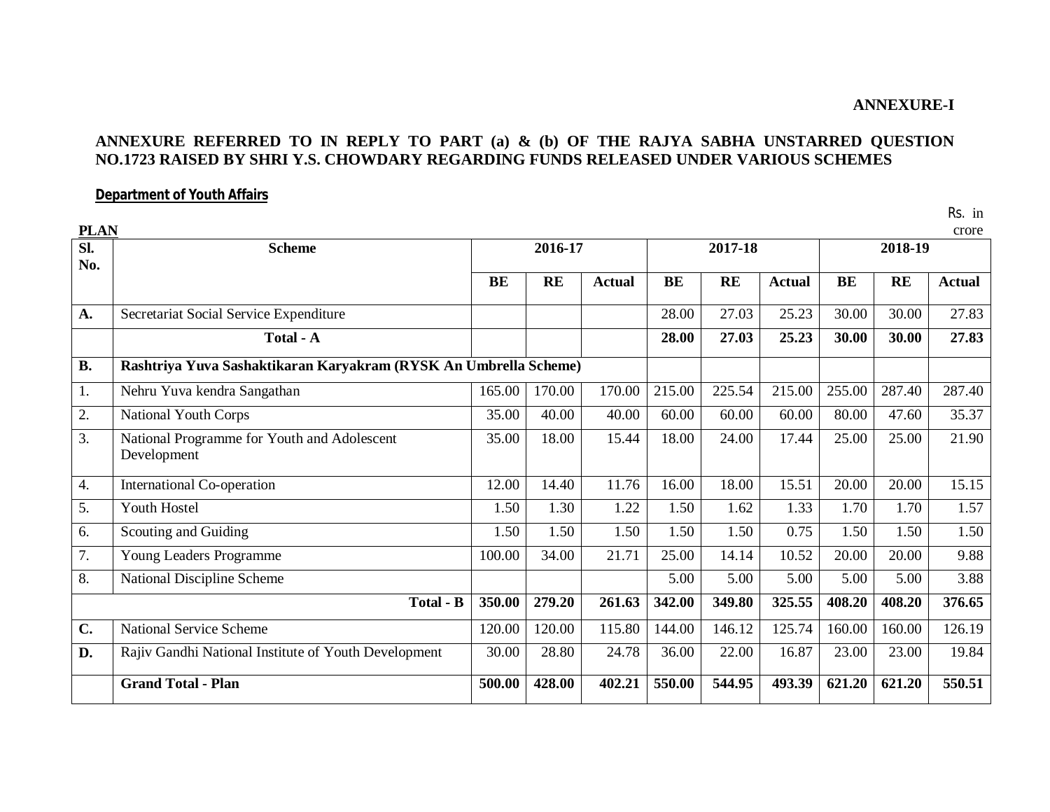**ANNEXURE-I**

**ANNEXURE REFERRED TO IN REPLY TO PART (a) & (b) OF THE RAJYA SABHA UNSTARRED QUESTION NO.1723 RAISED BY SHRI Y.S. CHOWDARY REGARDING FUNDS RELEASED UNDER VARIOUS SCHEMES**

**Department of Youth Affairs**

**PLAN**

Rs. in crore

| Sl. No. | Scheme | 2016-17 | | | 2017-18 | | | 2018-19 | | |
|---|---|---|---|---|---|---|---|---|---|---|
| | | **BE** | **RE** | **Actual** | **BE** | **RE** | **Actual** | **BE** | **RE** | **Actual** |
| **A.** | Secretariat Social Service Expenditure | | | | 28.00 | 27.03 | 25.23 | 30.00 | 30.00 | 27.83 |
| | **Total - A** | | | | **28.00** | **27.03** | **25.23** | **30.00** | **30.00** | **27.83** |
| **B.** | **Rashtriya Yuva Sashaktikaran Karyakram (RYSK An Umbrella Scheme)** | | | | | | | | | |
| 1. | Nehru Yuva kendra Sangathan | 165.00 | 170.00 | 170.00 | 215.00 | 225.54 | 215.00 | 255.00 | 287.40 | 287.40 |
| 2. | National Youth Corps | 35.00 | 40.00 | 40.00 | 60.00 | 60.00 | 60.00 | 80.00 | 47.60 | 35.37 |
| 3. | National Programme for Youth and Adolescent Development | 35.00 | 18.00 | 15.44 | 18.00 | 24.00 | 17.44 | 25.00 | 25.00 | 21.90 |
| 4. | International Co-operation | 12.00 | 14.40 | 11.76 | 16.00 | 18.00 | 15.51 | 20.00 | 20.00 | 15.15 |
| 5. | Youth Hostel | 1.50 | 1.30 | 1.22 | 1.50 | 1.62 | 1.33 | 1.70 | 1.70 | 1.57 |
| 6. | Scouting and Guiding | 1.50 | 1.50 | 1.50 | 1.50 | 1.50 | 0.75 | 1.50 | 1.50 | 1.50 |
| 7. | Young Leaders Programme | 100.00 | 34.00 | 21.71 | 25.00 | 14.14 | 10.52 | 20.00 | 20.00 | 9.88 |
| 8. | National Discipline Scheme | | | | 5.00 | 5.00 | 5.00 | 5.00 | 5.00 | 3.88 |
| | **Total - B** | **350.00** | **279.20** | **261.63** | **342.00** | **349.80** | **325.55** | **408.20** | **408.20** | **376.65** |
| **C.** | National Service Scheme | 120.00 | 120.00 | 115.80 | 144.00 | 146.12 | 125.74 | 160.00 | 160.00 | 126.19 |
| **D.** | Rajiv Gandhi National Institute of Youth Development | 30.00 | 28.80 | 24.78 | 36.00 | 22.00 | 16.87 | 23.00 | 23.00 | 19.84 |
| | **Grand Total - Plan** | **500.00** | **428.00** | **402.21** | **550.00** | **544.95** | **493.39** | **621.20** | **621.20** | **550.51** |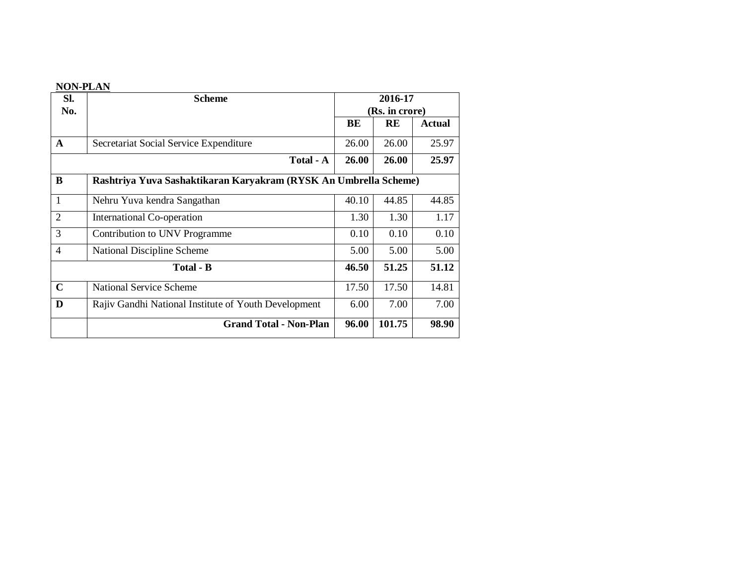**NON-PLAN**

| Sl. No. | Scheme | 2016-17 (Rs. in crore) | | |
|---|---|---|---|---|
| | | BE | RE | Actual |
| A | Secretariat Social Service Expenditure | 26.00 | 26.00 | 25.97 |
| | **Total - A** | **26.00** | **26.00** | **25.97** |
| B | **Rashtriya Yuva Sashaktikaran Karyakram (RYSK An Umbrella Scheme)** | | | |
| 1 | Nehru Yuva kendra Sangathan | 40.10 | 44.85 | 44.85 |
| 2 | International Co-operation | 1.30 | 1.30 | 1.17 |
| 3 | Contribution to UNV Programme | 0.10 | 0.10 | 0.10 |
| 4 | National Discipline Scheme | 5.00 | 5.00 | 5.00 |
| | **Total - B** | **46.50** | **51.25** | **51.12** |
| C | National Service Scheme | 17.50 | 17.50 | 14.81 |
| D | Rajiv Gandhi National Institute of Youth Development | 6.00 | 7.00 | 7.00 |
| | **Grand Total - Non-Plan** | **96.00** | **101.75** | **98.90** |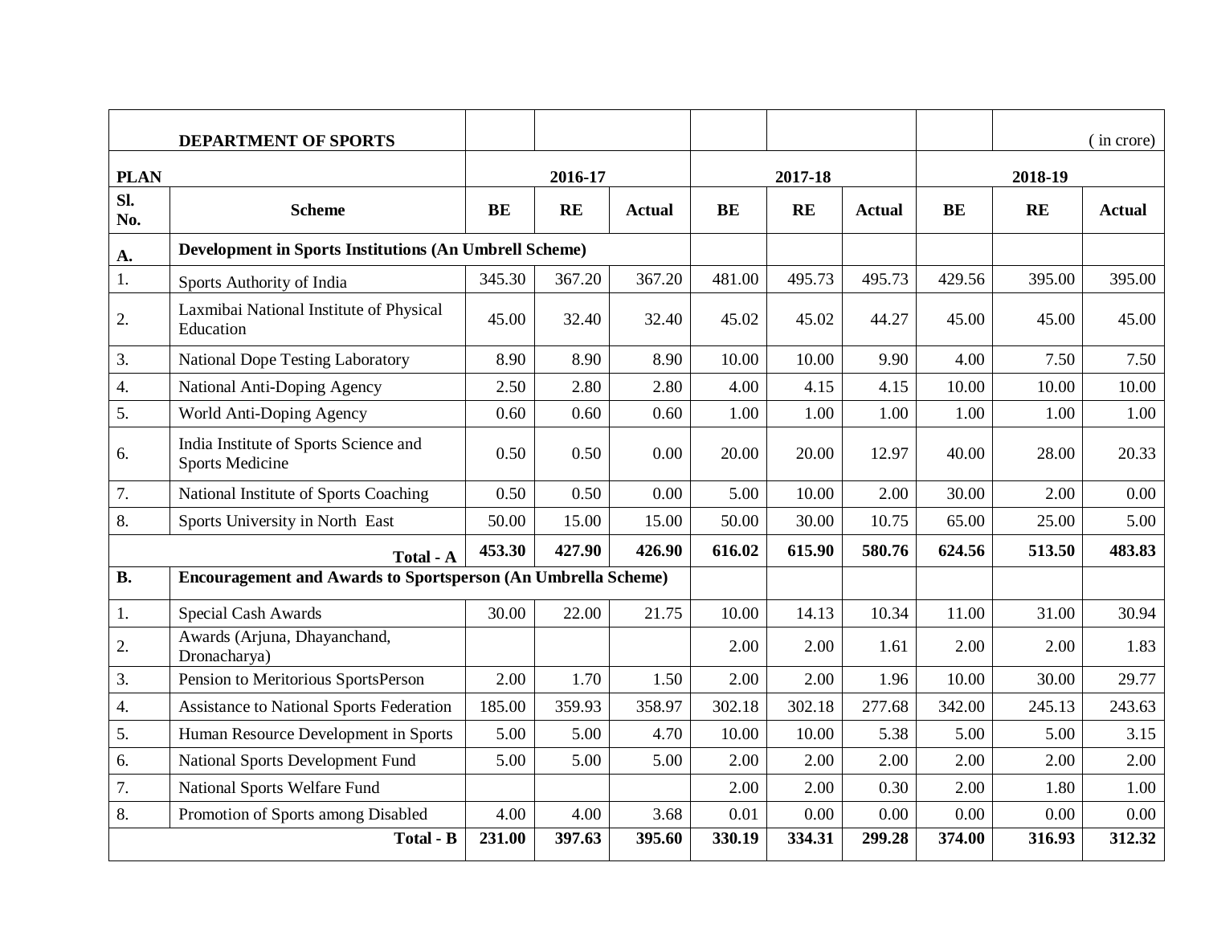| | DEPARTMENT OF SPORTS | | | | | | | | | ( in crore) |
|---|---|---|---|---|---|---|---|---|---|---|
| PLAN | | 2016-17 | | | 2017-18 | | | 2018-19 | | |
| Sl. No. | Scheme | BE | RE | Actual | BE | RE | Actual | BE | RE | Actual |
| A. | **Development in Sports Institutions (An Umbrell Scheme)** | | | | | | | | | |
| 1. | Sports Authority of India | 345.30 | 367.20 | 367.20 | 481.00 | 495.73 | 495.73 | 429.56 | 395.00 | 395.00 |
| 2. | Laxmibai National Institute of Physical Education | 45.00 | 32.40 | 32.40 | 45.02 | 45.02 | 44.27 | 45.00 | 45.00 | 45.00 |
| 3. | National Dope Testing Laboratory | 8.90 | 8.90 | 8.90 | 10.00 | 10.00 | 9.90 | 4.00 | 7.50 | 7.50 |
| 4. | National Anti-Doping Agency | 2.50 | 2.80 | 2.80 | 4.00 | 4.15 | 4.15 | 10.00 | 10.00 | 10.00 |
| 5. | World Anti-Doping Agency | 0.60 | 0.60 | 0.60 | 1.00 | 1.00 | 1.00 | 1.00 | 1.00 | 1.00 |
| 6. | India Institute of Sports Science and Sports Medicine | 0.50 | 0.50 | 0.00 | 20.00 | 20.00 | 12.97 | 40.00 | 28.00 | 20.33 |
| 7. | National Institute of Sports Coaching | 0.50 | 0.50 | 0.00 | 5.00 | 10.00 | 2.00 | 30.00 | 2.00 | 0.00 |
| 8. | Sports University in North East | 50.00 | 15.00 | 15.00 | 50.00 | 30.00 | 10.75 | 65.00 | 25.00 | 5.00 |
| | **Total - A** | **453.30** | **427.90** | **426.90** | **616.02** | **615.90** | **580.76** | **624.56** | **513.50** | **483.83** |
| B. | **Encouragement and Awards to Sportsperson (An Umbrella Scheme)** | | | | | | | | | |
| 1. | Special Cash Awards | 30.00 | 22.00 | 21.75 | 10.00 | 14.13 | 10.34 | 11.00 | 31.00 | 30.94 |
| 2. | Awards (Arjuna, Dhayanchand, Dronacharya) | | | | 2.00 | 2.00 | 1.61 | 2.00 | 2.00 | 1.83 |
| 3. | Pension to Meritorious SportsPerson | 2.00 | 1.70 | 1.50 | 2.00 | 2.00 | 1.96 | 10.00 | 30.00 | 29.77 |
| 4. | Assistance to National Sports Federation | 185.00 | 359.93 | 358.97 | 302.18 | 302.18 | 277.68 | 342.00 | 245.13 | 243.63 |
| 5. | Human Resource Development in Sports | 5.00 | 5.00 | 4.70 | 10.00 | 10.00 | 5.38 | 5.00 | 5.00 | 3.15 |
| 6. | National Sports Development Fund | 5.00 | 5.00 | 5.00 | 2.00 | 2.00 | 2.00 | 2.00 | 2.00 | 2.00 |
| 7. | National Sports Welfare Fund | | | | 2.00 | 2.00 | 0.30 | 2.00 | 1.80 | 1.00 |
| 8. | Promotion of Sports among Disabled | 4.00 | 4.00 | 3.68 | 0.01 | 0.00 | 0.00 | 0.00 | 0.00 | 0.00 |
| | **Total - B** | **231.00** | **397.63** | **395.60** | **330.19** | **334.31** | **299.28** | **374.00** | **316.93** | **312.32** |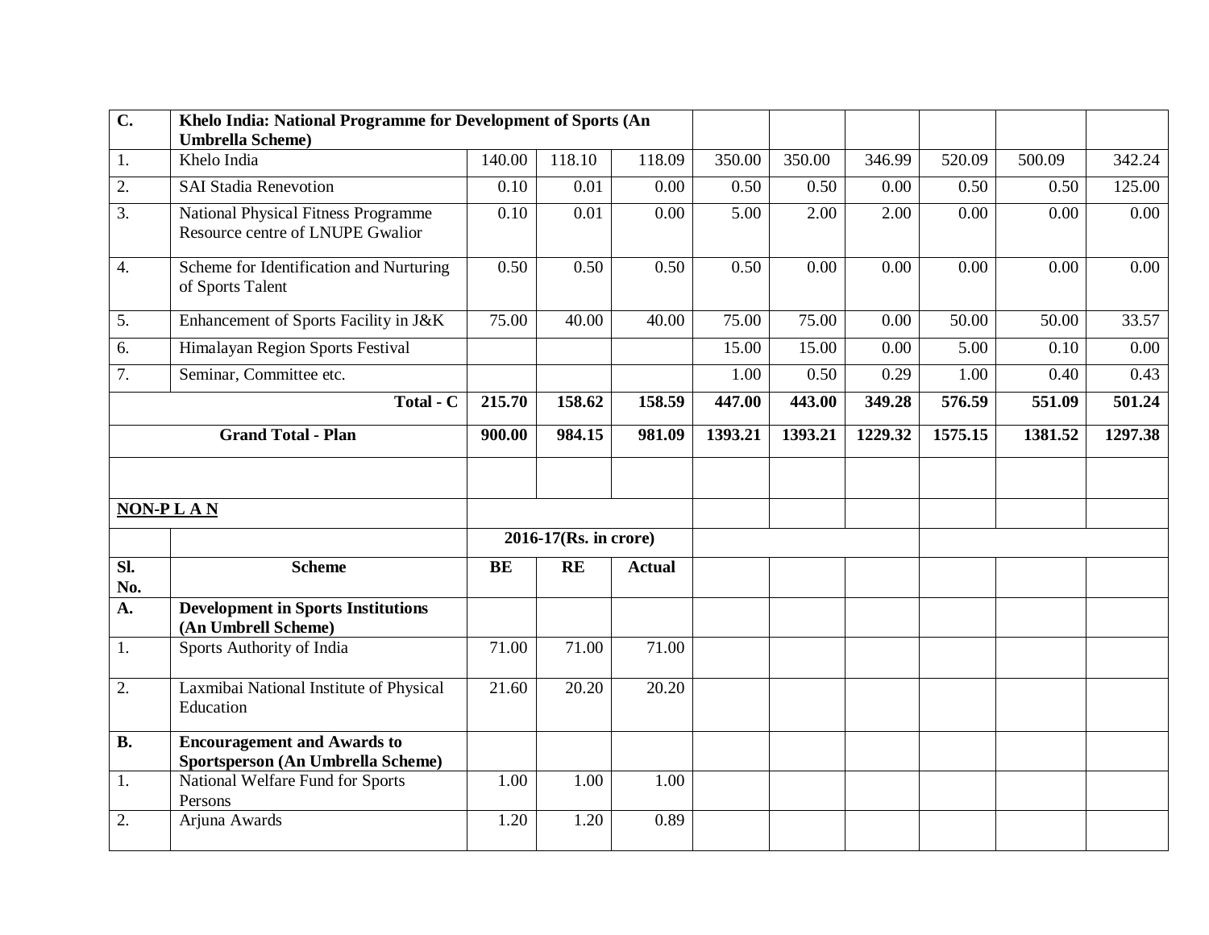| C. | Khelo India: National Programme for Development of Sports (An Umbrella Scheme) | | | | | | | | | |
|---|---|---|---|---|---|---|---|---|---|---|
| 1. | Khelo India | 140.00 | 118.10 | 118.09 | 350.00 | 350.00 | 346.99 | 520.09 | 500.09 | 342.24 |
| 2. | SAI Stadia Renevotion | 0.10 | 0.01 | 0.00 | 0.50 | 0.50 | 0.00 | 0.50 | 0.50 | 125.00 |
| 3. | National Physical Fitness Programme Resource centre of LNUPE Gwalior | 0.10 | 0.01 | 0.00 | 5.00 | 2.00 | 2.00 | 0.00 | 0.00 | 0.00 |
| 4. | Scheme for Identification and Nurturing of Sports Talent | 0.50 | 0.50 | 0.50 | 0.50 | 0.00 | 0.00 | 0.00 | 0.00 | 0.00 |
| 5. | Enhancement of Sports Facility in J&K | 75.00 | 40.00 | 40.00 | 75.00 | 75.00 | 0.00 | 50.00 | 50.00 | 33.57 |
| 6. | Himalayan Region Sports Festival | | | | 15.00 | 15.00 | 0.00 | 5.00 | 0.10 | 0.00 |
| 7. | Seminar, Committee etc. | | | | 1.00 | 0.50 | 0.29 | 1.00 | 0.40 | 0.43 |
| | **Total - C** | **215.70** | **158.62** | **158.59** | **447.00** | **443.00** | **349.28** | **576.59** | **551.09** | **501.24** |
| | **Grand Total - Plan** | **900.00** | **984.15** | **981.09** | **1393.21** | **1393.21** | **1229.32** | **1575.15** | **1381.52** | **1297.38** |
| | | | | | | | | | | |
| **NON-P L A N** | | | | | | | | | | |
| | | **2016-17(Rs. in crore)** | | | | | | | | |
| **Sl. No.** | **Scheme** | **BE** | **RE** | **Actual** | | | | | | |
| **A.** | **Development in Sports Institutions (An Umbrell Scheme)** | | | | | | | | | |
| 1. | Sports Authority of India | 71.00 | 71.00 | 71.00 | | | | | | |
| 2. | Laxmibai National Institute of Physical Education | 21.60 | 20.20 | 20.20 | | | | | | |
| **B.** | **Encouragement and Awards to Sportsperson (An Umbrella Scheme)** | | | | | | | | | |
| 1. | National Welfare Fund for Sports Persons | 1.00 | 1.00 | 1.00 | | | | | | |
| 2. | Arjuna Awards | 1.20 | 1.20 | 0.89 | | | | | | |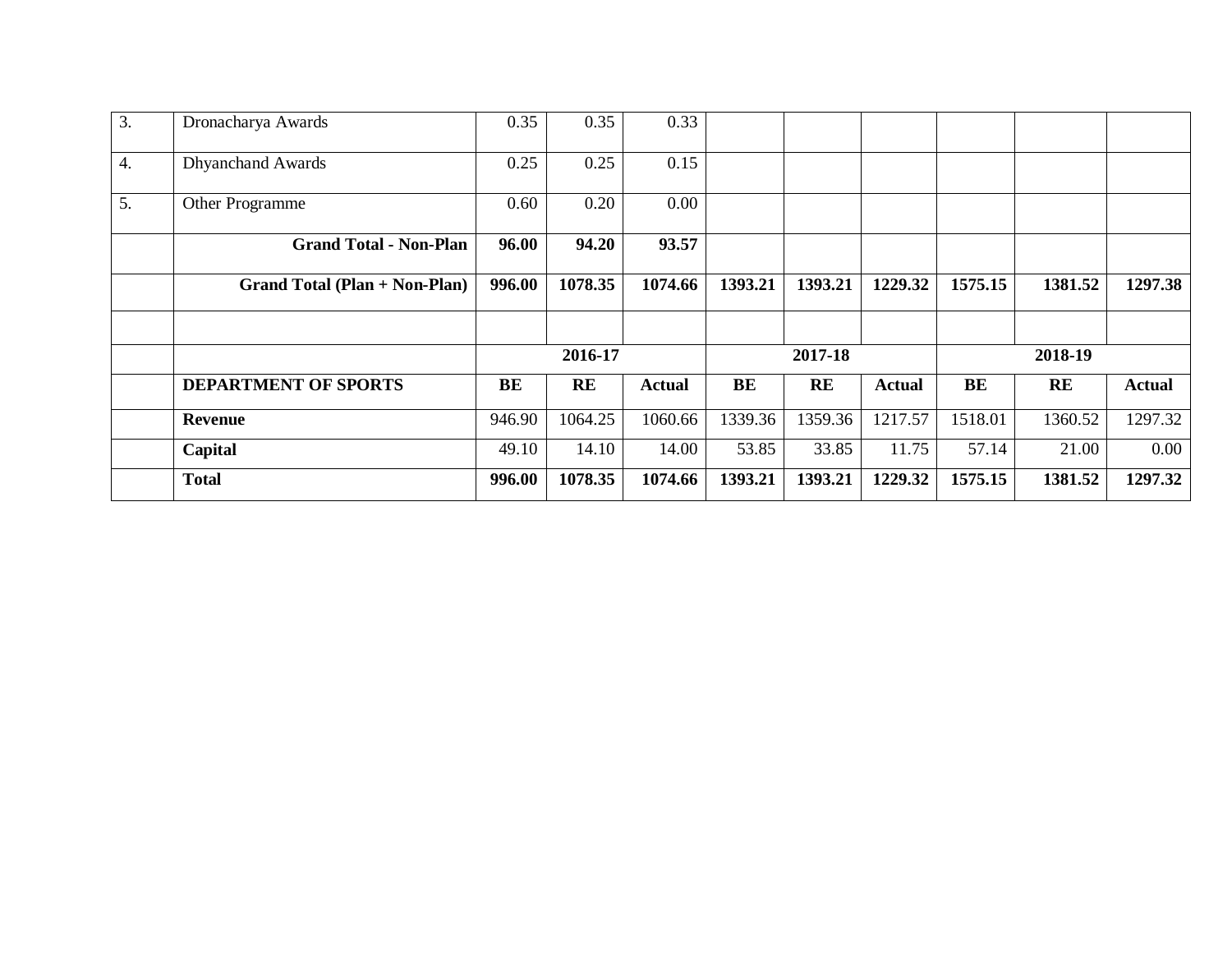| 3. | Dronacharya Awards | 0.35 | 0.35 | 0.33 | | | | | | |
|---|---|---|---|---|---|---|---|---|---|---|
| 4. | Dhyanchand Awards | 0.25 | 0.25 | 0.15 | | | | | | |
| 5. | Other Programme | 0.60 | 0.20 | 0.00 | | | | | | |
| | **Grand Total - Non-Plan** | **96.00** | **94.20** | **93.57** | | | | | | |
| | **Grand Total (Plan + Non-Plan)** | **996.00** | **1078.35** | **1074.66** | **1393.21** | **1393.21** | **1229.32** | **1575.15** | **1381.52** | **1297.38** |
| | | | | | | | | | | |
| | | **2016-17** | | | **2017-18** | | | **2018-19** | | |
| | **DEPARTMENT OF SPORTS** | **BE** | **RE** | **Actual** | **BE** | **RE** | **Actual** | **BE** | **RE** | **Actual** |
| | **Revenue** | 946.90 | 1064.25 | 1060.66 | 1339.36 | 1359.36 | 1217.57 | 1518.01 | 1360.52 | 1297.32 |
| | **Capital** | 49.10 | 14.10 | 14.00 | 53.85 | 33.85 | 11.75 | 57.14 | 21.00 | 0.00 |
| | **Total** | **996.00** | **1078.35** | **1074.66** | **1393.21** | **1393.21** | **1229.32** | **1575.15** | **1381.52** | **1297.32** |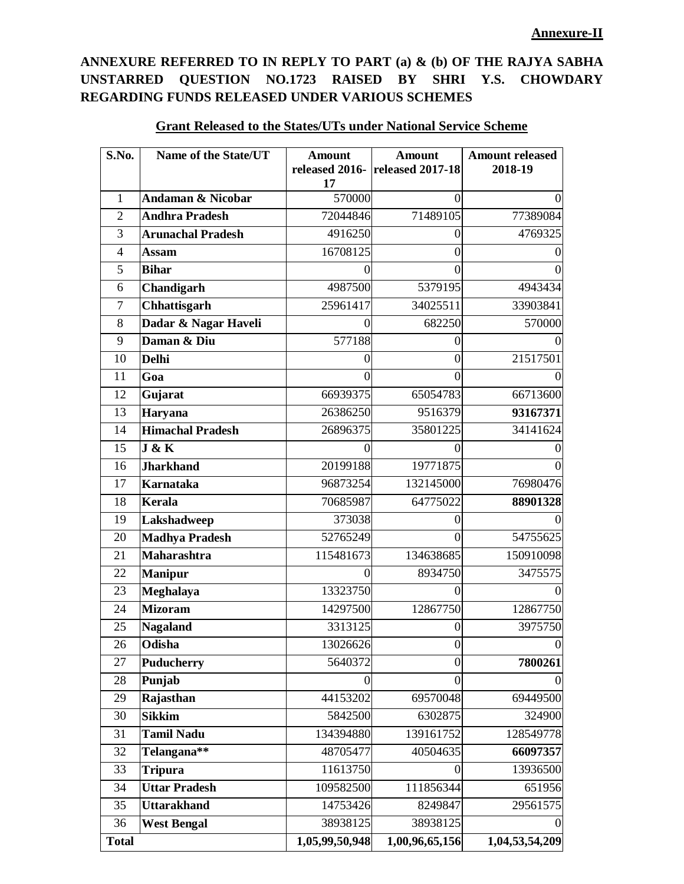**Annexure-II**

**ANNEXURE REFERRED TO IN REPLY TO PART (a) & (b) OF THE RAJYA SABHA UNSTARRED QUESTION NO.1723 RAISED BY SHRI Y.S. CHOWDARY REGARDING FUNDS RELEASED UNDER VARIOUS SCHEMES**

**Grant Released to the States/UTs under National Service Scheme**

| S.No. | Name of the State/UT | Amount released 2016-17 | Amount released 2017-18 | Amount released 2018-19 |
|---|---|---|---|---|
| 1 | **Andaman & Nicobar** | 570000 | 0 | 0 |
| 2 | **Andhra Pradesh** | 72044846 | 71489105 | 77389084 |
| 3 | **Arunachal Pradesh** | 4916250 | 0 | 4769325 |
| 4 | **Assam** | 16708125 | 0 | 0 |
| 5 | **Bihar** | 0 | 0 | 0 |
| 6 | **Chandigarh** | 4987500 | 5379195 | 4943434 |
| 7 | **Chhattisgarh** | 25961417 | 34025511 | 33903841 |
| 8 | **Dadar & Nagar Haveli** | 0 | 682250 | 570000 |
| 9 | **Daman & Diu** | 577188 | 0 | 0 |
| 10 | **Delhi** | 0 | 0 | 21517501 |
| 11 | **Goa** | 0 | 0 | 0 |
| 12 | **Gujarat** | 66939375 | 65054783 | 66713600 |
| 13 | **Haryana** | 26386250 | 9516379 | **93167371** |
| 14 | **Himachal Pradesh** | 26896375 | 35801225 | 34141624 |
| 15 | **J & K** | 0 | 0 | 0 |
| 16 | **Jharkhand** | 20199188 | 19771875 | 0 |
| 17 | **Karnataka** | 96873254 | 132145000 | 76980476 |
| 18 | **Kerala** | 70685987 | 64775022 | **88901328** |
| 19 | **Lakshadweep** | 373038 | 0 | 0 |
| 20 | **Madhya Pradesh** | 52765249 | 0 | 54755625 |
| 21 | **Maharashtra** | 115481673 | 134638685 | 150910098 |
| 22 | **Manipur** | 0 | 8934750 | 3475575 |
| 23 | **Meghalaya** | 13323750 | 0 | 0 |
| 24 | **Mizoram** | 14297500 | 12867750 | 12867750 |
| 25 | **Nagaland** | 3313125 | 0 | 3975750 |
| 26 | **Odisha** | 13026626 | 0 | 0 |
| 27 | **Puducherry** | 5640372 | 0 | **7800261** |
| 28 | **Punjab** | 0 | 0 | 0 |
| 29 | **Rajasthan** | 44153202 | 69570048 | 69449500 |
| 30 | **Sikkim** | 5842500 | 6302875 | 324900 |
| 31 | **Tamil Nadu** | 134394880 | 139161752 | 128549778 |
| 32 | **Telangana**** | 48705477 | 40504635 | **66097357** |
| 33 | **Tripura** | 11613750 | 0 | 13936500 |
| 34 | **Uttar Pradesh** | 109582500 | 111856344 | 651956 |
| 35 | **Uttarakhand** | 14753426 | 8249847 | 29561575 |
| 36 | **West Bengal** | 38938125 | 38938125 | 0 |
| **Total** | | **1,05,99,50,948** | **1,00,96,65,156** | **1,04,53,54,209** |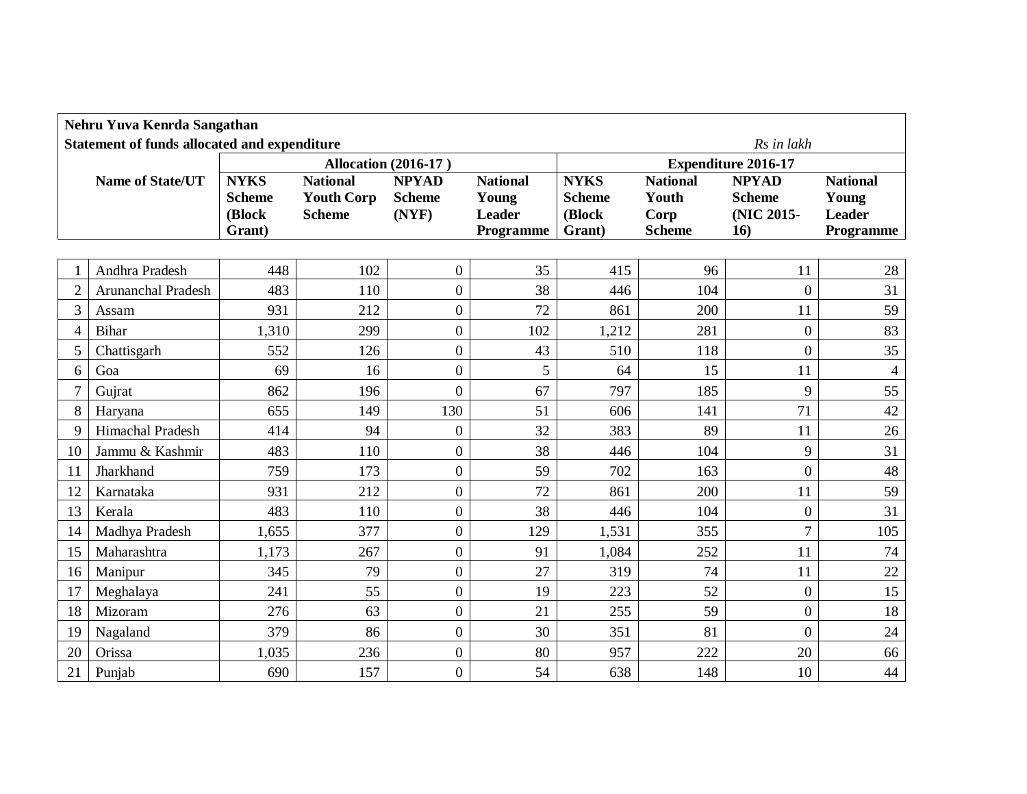**Nehru Yuva Kenrda Sangathan**

**Statement of funds allocated and expenditure** *Rs in lakh*

| | Name of State/UT | Allocation (2016-17 ) | | | | Expenditure 2016-17 | | | |
|---|---|---|---|---|---|---|---|---|---|
| | | **NYKS Scheme (Block Grant)** | **National Youth Corp Scheme** | **NPYAD Scheme (NYF)** | **National Young Leader Programme** | **NYKS Scheme (Block Grant)** | **National Youth Corp Scheme** | **NPYAD Scheme (NIC 2015-16)** | **National Young Leader Programme** |
| 1 | Andhra Pradesh | 448 | 102 | 0 | 35 | 415 | 96 | 11 | 28 |
| 2 | Arunanchal Pradesh | 483 | 110 | 0 | 38 | 446 | 104 | 0 | 31 |
| 3 | Assam | 931 | 212 | 0 | 72 | 861 | 200 | 11 | 59 |
| 4 | Bihar | 1,310 | 299 | 0 | 102 | 1,212 | 281 | 0 | 83 |
| 5 | Chattisgarh | 552 | 126 | 0 | 43 | 510 | 118 | 0 | 35 |
| 6 | Goa | 69 | 16 | 0 | 5 | 64 | 15 | 11 | 4 |
| 7 | Gujrat | 862 | 196 | 0 | 67 | 797 | 185 | 9 | 55 |
| 8 | Haryana | 655 | 149 | 130 | 51 | 606 | 141 | 71 | 42 |
| 9 | Himachal Pradesh | 414 | 94 | 0 | 32 | 383 | 89 | 11 | 26 |
| 10 | Jammu & Kashmir | 483 | 110 | 0 | 38 | 446 | 104 | 9 | 31 |
| 11 | Jharkhand | 759 | 173 | 0 | 59 | 702 | 163 | 0 | 48 |
| 12 | Karnataka | 931 | 212 | 0 | 72 | 861 | 200 | 11 | 59 |
| 13 | Kerala | 483 | 110 | 0 | 38 | 446 | 104 | 0 | 31 |
| 14 | Madhya Pradesh | 1,655 | 377 | 0 | 129 | 1,531 | 355 | 7 | 105 |
| 15 | Maharashtra | 1,173 | 267 | 0 | 91 | 1,084 | 252 | 11 | 74 |
| 16 | Manipur | 345 | 79 | 0 | 27 | 319 | 74 | 11 | 22 |
| 17 | Meghalaya | 241 | 55 | 0 | 19 | 223 | 52 | 0 | 15 |
| 18 | Mizoram | 276 | 63 | 0 | 21 | 255 | 59 | 0 | 18 |
| 19 | Nagaland | 379 | 86 | 0 | 30 | 351 | 81 | 0 | 24 |
| 20 | Orissa | 1,035 | 236 | 0 | 80 | 957 | 222 | 20 | 66 |
| 21 | Punjab | 690 | 157 | 0 | 54 | 638 | 148 | 10 | 44 |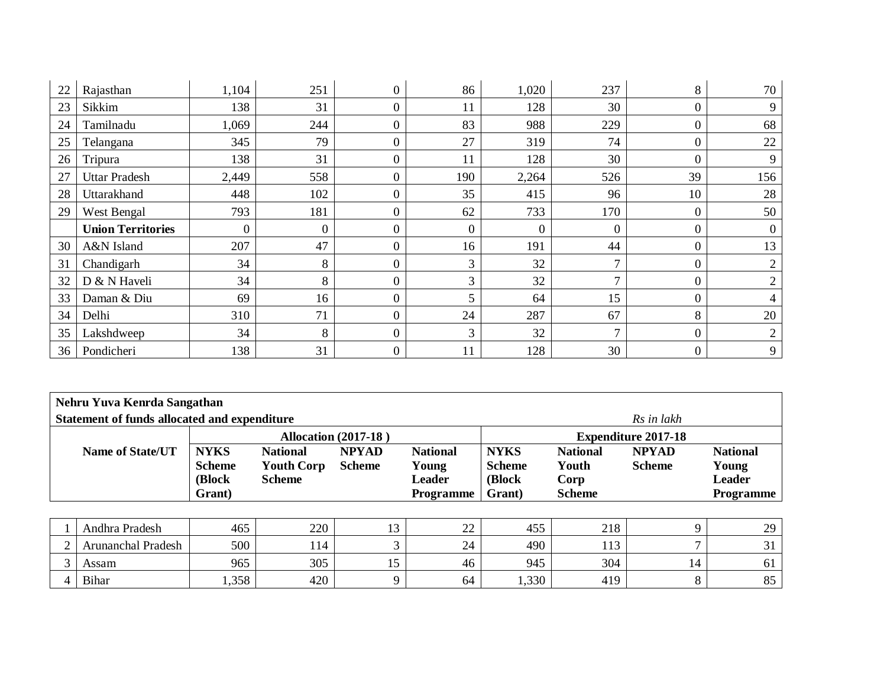| 22 | Rajasthan | 1,104 | 251 | 0 | 86 | 1,020 | 237 | 8 | 70 |
|---|---|---|---|---|---|---|---|---|---|
| 23 | Sikkim | 138 | 31 | 0 | 11 | 128 | 30 | 0 | 9 |
| 24 | Tamilnadu | 1,069 | 244 | 0 | 83 | 988 | 229 | 0 | 68 |
| 25 | Telangana | 345 | 79 | 0 | 27 | 319 | 74 | 0 | 22 |
| 26 | Tripura | 138 | 31 | 0 | 11 | 128 | 30 | 0 | 9 |
| 27 | Uttar Pradesh | 2,449 | 558 | 0 | 190 | 2,264 | 526 | 39 | 156 |
| 28 | Uttarakhand | 448 | 102 | 0 | 35 | 415 | 96 | 10 | 28 |
| 29 | West Bengal | 793 | 181 | 0 | 62 | 733 | 170 | 0 | 50 |
| | **Union Territories** | 0 | 0 | 0 | 0 | 0 | 0 | 0 | 0 |
| 30 | A&N Island | 207 | 47 | 0 | 16 | 191 | 44 | 0 | 13 |
| 31 | Chandigarh | 34 | 8 | 0 | 3 | 32 | 7 | 0 | 2 |
| 32 | D & N Haveli | 34 | 8 | 0 | 3 | 32 | 7 | 0 | 2 |
| 33 | Daman & Diu | 69 | 16 | 0 | 5 | 64 | 15 | 0 | 4 |
| 34 | Delhi | 310 | 71 | 0 | 24 | 287 | 67 | 8 | 20 |
| 35 | Lakshdweep | 34 | 8 | 0 | 3 | 32 | 7 | 0 | 2 |
| 36 | Pondicheri | 138 | 31 | 0 | 11 | 128 | 30 | 0 | 9 |

**Nehru Yuva Kenrda Sangathan**

**Statement of funds allocated and expenditure** *Rs in lakh*

| | **Name of State/UT** | **Allocation (2017-18 )** | | | | **Expenditure 2017-18** | | | |
|---|---|---|---|---|---|---|---|---|---|
| | | **NYKS Scheme (Block Grant)** | **National Youth Corp Scheme** | **NPYAD Scheme** | **National Young Leader Programme** | **NYKS Scheme (Block Grant)** | **National Youth Corp Scheme** | **NPYAD Scheme** | **National Young Leader Programme** |
| 1 | Andhra Pradesh | 465 | 220 | 13 | 22 | 455 | 218 | 9 | 29 |
| 2 | Arunanchal Pradesh | 500 | 114 | 3 | 24 | 490 | 113 | 7 | 31 |
| 3 | Assam | 965 | 305 | 15 | 46 | 945 | 304 | 14 | 61 |
| 4 | Bihar | 1,358 | 420 | 9 | 64 | 1,330 | 419 | 8 | 85 |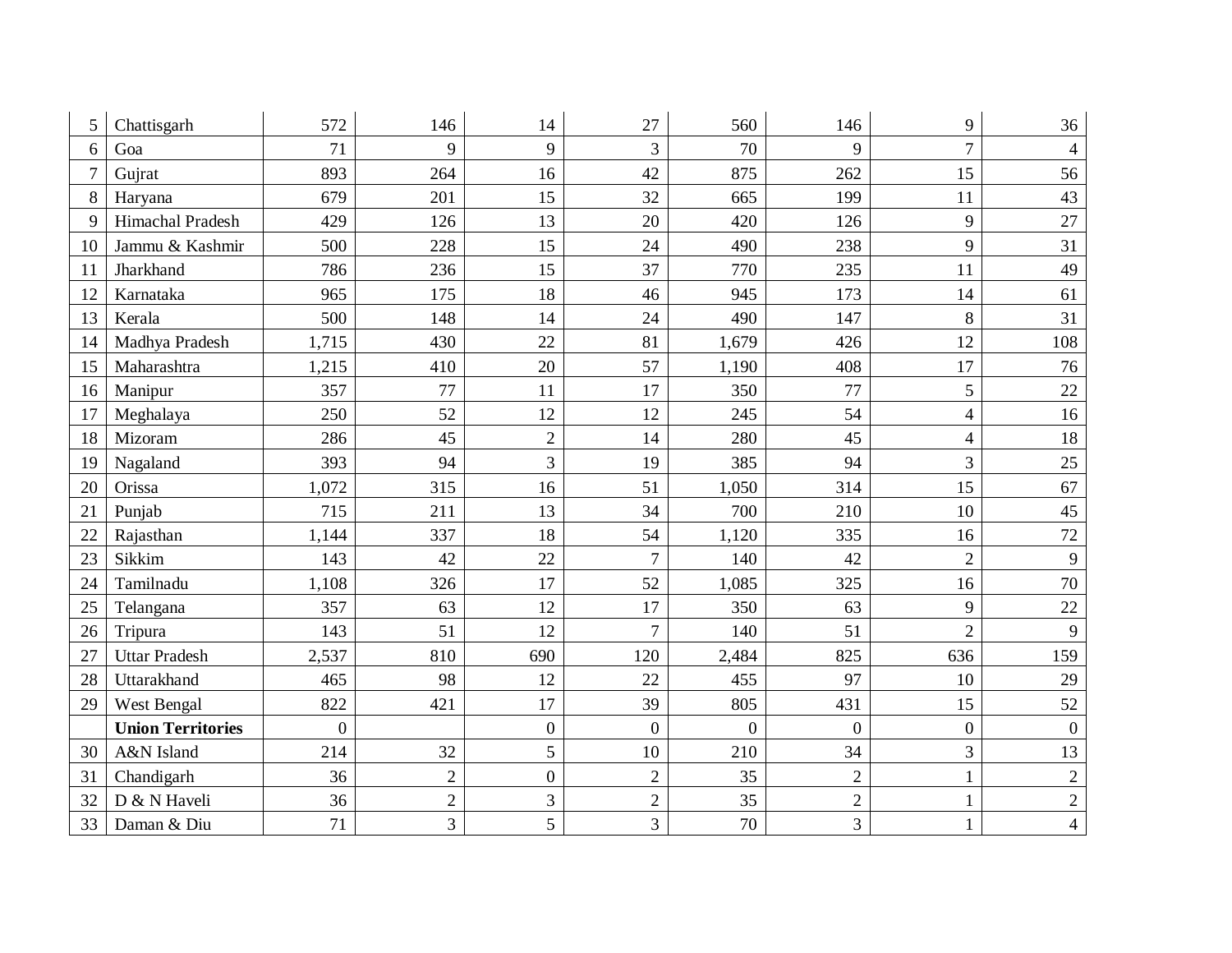| | | | | | | | | | |
|---|---|---|---|---|---|---|---|---|---|
| 5 | Chattisgarh | 572 | 146 | 14 | 27 | 560 | 146 | 9 | 36 |
| 6 | Goa | 71 | 9 | 9 | 3 | 70 | 9 | 7 | 4 |
| 7 | Gujrat | 893 | 264 | 16 | 42 | 875 | 262 | 15 | 56 |
| 8 | Haryana | 679 | 201 | 15 | 32 | 665 | 199 | 11 | 43 |
| 9 | Himachal Pradesh | 429 | 126 | 13 | 20 | 420 | 126 | 9 | 27 |
| 10 | Jammu & Kashmir | 500 | 228 | 15 | 24 | 490 | 238 | 9 | 31 |
| 11 | Jharkhand | 786 | 236 | 15 | 37 | 770 | 235 | 11 | 49 |
| 12 | Karnataka | 965 | 175 | 18 | 46 | 945 | 173 | 14 | 61 |
| 13 | Kerala | 500 | 148 | 14 | 24 | 490 | 147 | 8 | 31 |
| 14 | Madhya Pradesh | 1,715 | 430 | 22 | 81 | 1,679 | 426 | 12 | 108 |
| 15 | Maharashtra | 1,215 | 410 | 20 | 57 | 1,190 | 408 | 17 | 76 |
| 16 | Manipur | 357 | 77 | 11 | 17 | 350 | 77 | 5 | 22 |
| 17 | Meghalaya | 250 | 52 | 12 | 12 | 245 | 54 | 4 | 16 |
| 18 | Mizoram | 286 | 45 | 2 | 14 | 280 | 45 | 4 | 18 |
| 19 | Nagaland | 393 | 94 | 3 | 19 | 385 | 94 | 3 | 25 |
| 20 | Orissa | 1,072 | 315 | 16 | 51 | 1,050 | 314 | 15 | 67 |
| 21 | Punjab | 715 | 211 | 13 | 34 | 700 | 210 | 10 | 45 |
| 22 | Rajasthan | 1,144 | 337 | 18 | 54 | 1,120 | 335 | 16 | 72 |
| 23 | Sikkim | 143 | 42 | 22 | 7 | 140 | 42 | 2 | 9 |
| 24 | Tamilnadu | 1,108 | 326 | 17 | 52 | 1,085 | 325 | 16 | 70 |
| 25 | Telangana | 357 | 63 | 12 | 17 | 350 | 63 | 9 | 22 |
| 26 | Tripura | 143 | 51 | 12 | 7 | 140 | 51 | 2 | 9 |
| 27 | Uttar Pradesh | 2,537 | 810 | 690 | 120 | 2,484 | 825 | 636 | 159 |
| 28 | Uttarakhand | 465 | 98 | 12 | 22 | 455 | 97 | 10 | 29 |
| 29 | West Bengal | 822 | 421 | 17 | 39 | 805 | 431 | 15 | 52 |
| | **Union Territories** | 0 | | 0 | 0 | 0 | 0 | 0 | 0 |
| 30 | A&N Island | 214 | 32 | 5 | 10 | 210 | 34 | 3 | 13 |
| 31 | Chandigarh | 36 | 2 | 0 | 2 | 35 | 2 | 1 | 2 |
| 32 | D & N Haveli | 36 | 2 | 3 | 2 | 35 | 2 | 1 | 2 |
| 33 | Daman & Diu | 71 | 3 | 5 | 3 | 70 | 3 | 1 | 4 |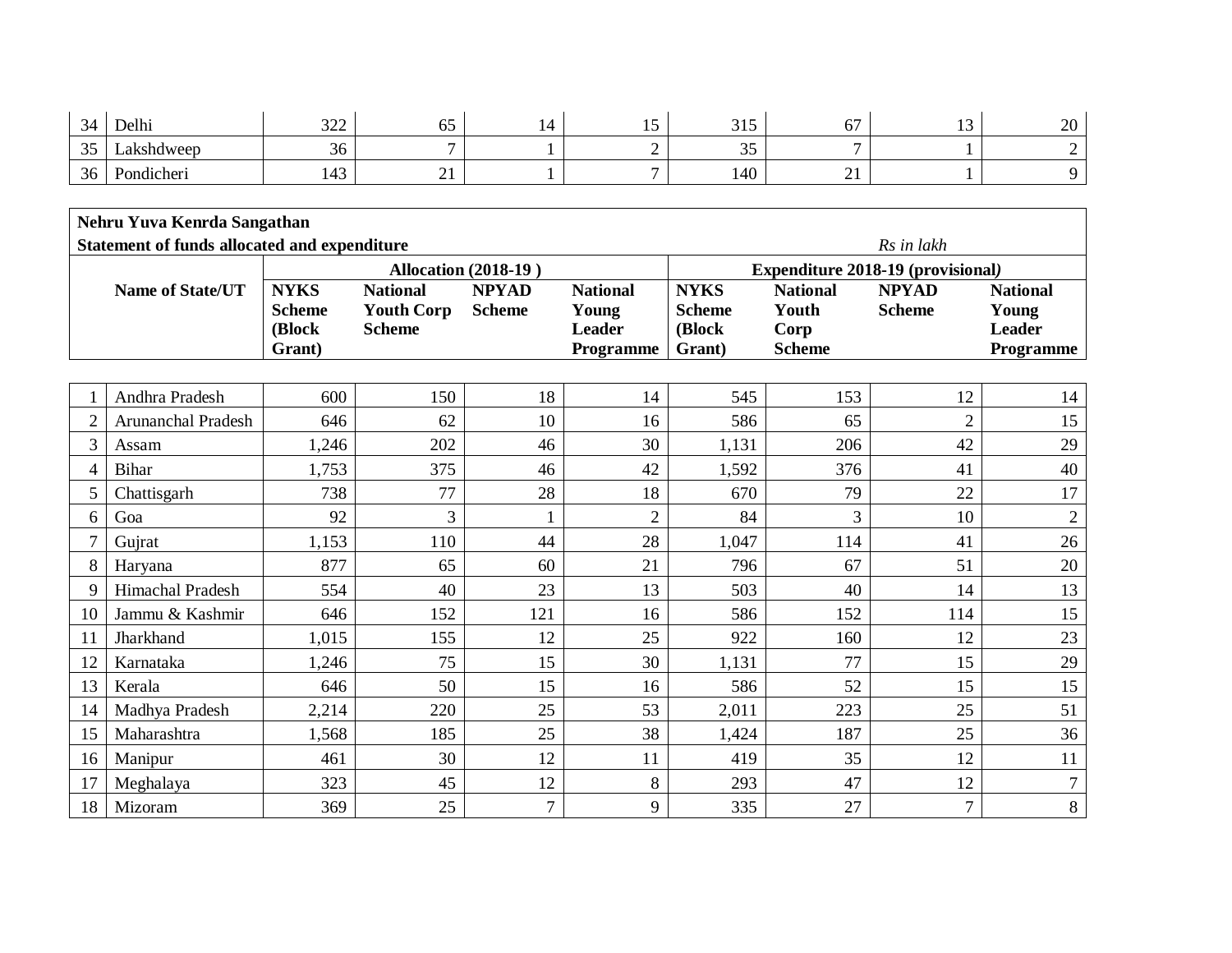| | | | | | | | | | |
|---|---|---|---|---|---|---|---|---|---|
| 34 | Delhi | 322 | 65 | 14 | 15 | 315 | 67 | 13 | 20 |
| 35 | Lakshdweep | 36 | 7 | 1 | 2 | 35 | 7 | 1 | 2 |
| 36 | Pondicheri | 143 | 21 | 1 | 7 | 140 | 21 | 1 | 9 |

**Nehru Yuva Kenrda Sangathan**

**Statement of funds allocated and expenditure** *Rs in lakh*

| | Name of State/UT | Allocation (2018-19 ) | | | | Expenditure 2018-19 (provisional) | | | |
|---|---|---|---|---|---|---|---|---|---|
| | | NYKS Scheme (Block Grant) | National Youth Corp Scheme | NPYAD Scheme | National Young Leader Programme | NYKS Scheme (Block Grant) | National Youth Corp Scheme | NPYAD Scheme | National Young Leader Programme |
| 1 | Andhra Pradesh | 600 | 150 | 18 | 14 | 545 | 153 | 12 | 14 |
| 2 | Arunanchal Pradesh | 646 | 62 | 10 | 16 | 586 | 65 | 2 | 15 |
| 3 | Assam | 1,246 | 202 | 46 | 30 | 1,131 | 206 | 42 | 29 |
| 4 | Bihar | 1,753 | 375 | 46 | 42 | 1,592 | 376 | 41 | 40 |
| 5 | Chattisgarh | 738 | 77 | 28 | 18 | 670 | 79 | 22 | 17 |
| 6 | Goa | 92 | 3 | 1 | 2 | 84 | 3 | 10 | 2 |
| 7 | Gujrat | 1,153 | 110 | 44 | 28 | 1,047 | 114 | 41 | 26 |
| 8 | Haryana | 877 | 65 | 60 | 21 | 796 | 67 | 51 | 20 |
| 9 | Himachal Pradesh | 554 | 40 | 23 | 13 | 503 | 40 | 14 | 13 |
| 10 | Jammu & Kashmir | 646 | 152 | 121 | 16 | 586 | 152 | 114 | 15 |
| 11 | Jharkhand | 1,015 | 155 | 12 | 25 | 922 | 160 | 12 | 23 |
| 12 | Karnataka | 1,246 | 75 | 15 | 30 | 1,131 | 77 | 15 | 29 |
| 13 | Kerala | 646 | 50 | 15 | 16 | 586 | 52 | 15 | 15 |
| 14 | Madhya Pradesh | 2,214 | 220 | 25 | 53 | 2,011 | 223 | 25 | 51 |
| 15 | Maharashtra | 1,568 | 185 | 25 | 38 | 1,424 | 187 | 25 | 36 |
| 16 | Manipur | 461 | 30 | 12 | 11 | 419 | 35 | 12 | 11 |
| 17 | Meghalaya | 323 | 45 | 12 | 8 | 293 | 47 | 12 | 7 |
| 18 | Mizoram | 369 | 25 | 7 | 9 | 335 | 27 | 7 | 8 |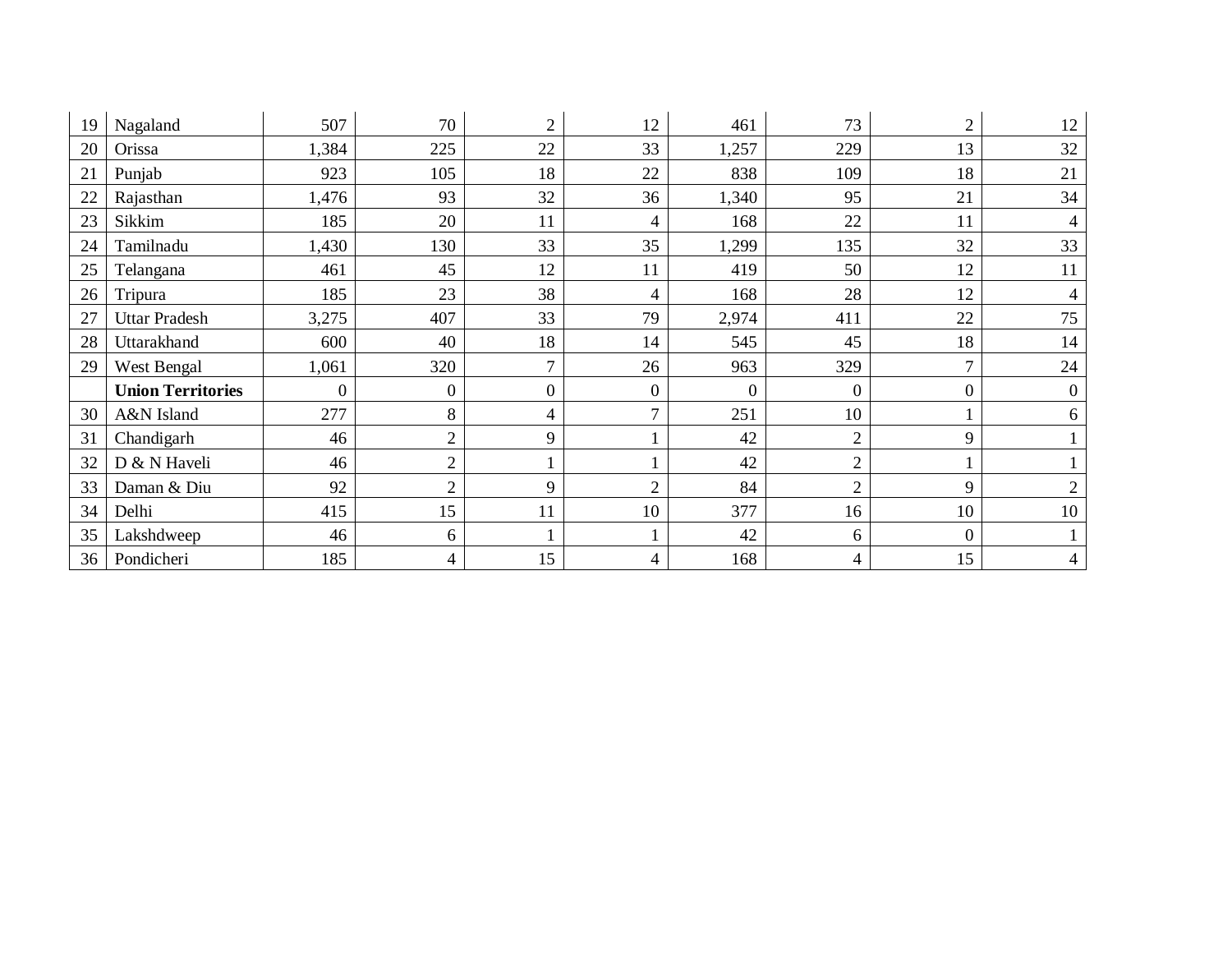| | | | | | | | | | |
|---|---|---|---|---|---|---|---|---|---|
| 19 | Nagaland | 507 | 70 | 2 | 12 | 461 | 73 | 2 | 12 |
| 20 | Orissa | 1,384 | 225 | 22 | 33 | 1,257 | 229 | 13 | 32 |
| 21 | Punjab | 923 | 105 | 18 | 22 | 838 | 109 | 18 | 21 |
| 22 | Rajasthan | 1,476 | 93 | 32 | 36 | 1,340 | 95 | 21 | 34 |
| 23 | Sikkim | 185 | 20 | 11 | 4 | 168 | 22 | 11 | 4 |
| 24 | Tamilnadu | 1,430 | 130 | 33 | 35 | 1,299 | 135 | 32 | 33 |
| 25 | Telangana | 461 | 45 | 12 | 11 | 419 | 50 | 12 | 11 |
| 26 | Tripura | 185 | 23 | 38 | 4 | 168 | 28 | 12 | 4 |
| 27 | Uttar Pradesh | 3,275 | 407 | 33 | 79 | 2,974 | 411 | 22 | 75 |
| 28 | Uttarakhand | 600 | 40 | 18 | 14 | 545 | 45 | 18 | 14 |
| 29 | West Bengal | 1,061 | 320 | 7 | 26 | 963 | 329 | 7 | 24 |
| | **Union Territories** | 0 | 0 | 0 | 0 | 0 | 0 | 0 | 0 |
| 30 | A&N Island | 277 | 8 | 4 | 7 | 251 | 10 | 1 | 6 |
| 31 | Chandigarh | 46 | 2 | 9 | 1 | 42 | 2 | 9 | 1 |
| 32 | D & N Haveli | 46 | 2 | 1 | 1 | 42 | 2 | 1 | 1 |
| 33 | Daman & Diu | 92 | 2 | 9 | 2 | 84 | 2 | 9 | 2 |
| 34 | Delhi | 415 | 15 | 11 | 10 | 377 | 16 | 10 | 10 |
| 35 | Lakshdweep | 46 | 6 | 1 | 1 | 42 | 6 | 0 | 1 |
| 36 | Pondicheri | 185 | 4 | 15 | 4 | 168 | 4 | 15 | 4 |